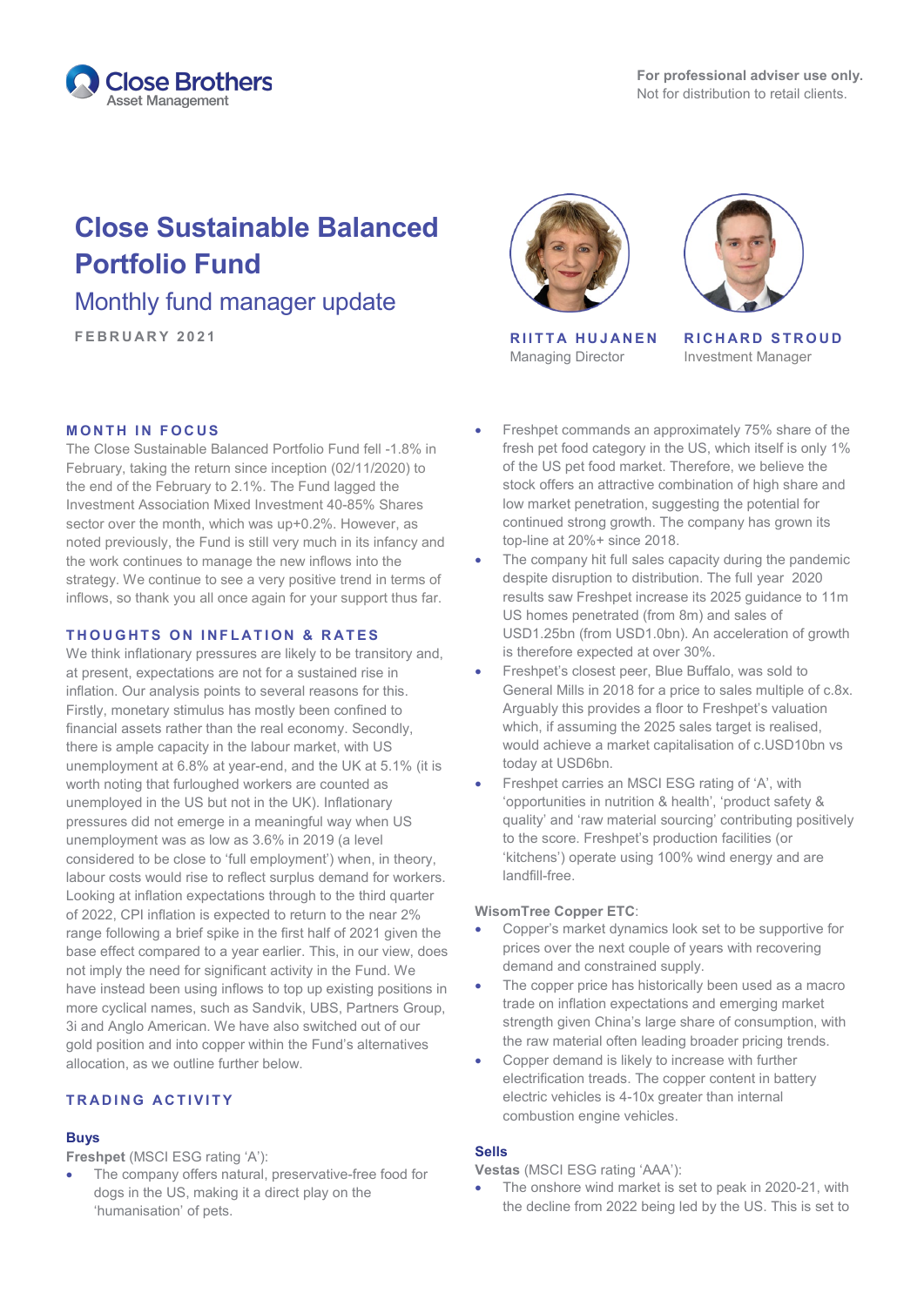For professional adviser use only.
Not for distribution to retail clients.

# Close Sustainable Balanced Portfolio Fund

## Monthly fund manager update

FEBRUARY 2021

**RIITTA HUJANEN**
Managing Director

**RICHARD STROUD**
Investment Manager

### MONTH IN FOCUS

The Close Sustainable Balanced Portfolio Fund fell -1.8% in February, taking the return since inception (02/11/2020) to the end of the February to 2.1%. The Fund lagged the Investment Association Mixed Investment 40-85% Shares sector over the month, which was up+0.2%. However, as noted previously, the Fund is still very much in its infancy and the work continues to manage the new inflows into the strategy. We continue to see a very positive trend in terms of inflows, so thank you all once again for your support thus far.

### THOUGHTS ON INFLATION & RATES

We think inflationary pressures are likely to be transitory and, at present, expectations are not for a sustained rise in inflation. Our analysis points to several reasons for this. Firstly, monetary stimulus has mostly been confined to financial assets rather than the real economy. Secondly, there is ample capacity in the labour market, with US unemployment at 6.8% at year-end, and the UK at 5.1% (it is worth noting that furloughed workers are counted as unemployed in the US but not in the UK). Inflationary pressures did not emerge in a meaningful way when US unemployment was as low as 3.6% in 2019 (a level considered to be close to 'full employment') when, in theory, labour costs would rise to reflect surplus demand for workers. Looking at inflation expectations through to the third quarter of 2022, CPI inflation is expected to return to the near 2% range following a brief spike in the first half of 2021 given the base effect compared to a year earlier. This, in our view, does not imply the need for significant activity in the Fund. We have instead been using inflows to top up existing positions in more cyclical names, such as Sandvik, UBS, Partners Group, 3i and Anglo American. We have also switched out of our gold position and into copper within the Fund's alternatives allocation, as we outline further below.

### TRADING ACTIVITY

#### Buys

**Freshpet** (MSCI ESG rating 'A'):

- The company offers natural, preservative-free food for dogs in the US, making it a direct play on the 'humanisation' of pets.
- Freshpet commands an approximately 75% share of the fresh pet food category in the US, which itself is only 1% of the US pet food market. Therefore, we believe the stock offers an attractive combination of high share and low market penetration, suggesting the potential for continued strong growth. The company has grown its top-line at 20%+ since 2018.
- The company hit full sales capacity during the pandemic despite disruption to distribution. The full year 2020 results saw Freshpet increase its 2025 guidance to 11m US homes penetrated (from 8m) and sales of USD1.25bn (from USD1.0bn). An acceleration of growth is therefore expected at over 30%.
- Freshpet's closest peer, Blue Buffalo, was sold to General Mills in 2018 for a price to sales multiple of c.8x. Arguably this provides a floor to Freshpet's valuation which, if assuming the 2025 sales target is realised, would achieve a market capitalisation of c.USD10bn vs today at USD6bn.
- Freshpet carries an MSCI ESG rating of 'A', with 'opportunities in nutrition & health', 'product safety & quality' and 'raw material sourcing' contributing positively to the score. Freshpet's production facilities (or 'kitchens') operate using 100% wind energy and are landfill-free.

**WisomTree Copper ETC**:

- Copper's market dynamics look set to be supportive for prices over the next couple of years with recovering demand and constrained supply.
- The copper price has historically been used as a macro trade on inflation expectations and emerging market strength given China's large share of consumption, with the raw material often leading broader pricing trends.
- Copper demand is likely to increase with further electrification treads. The copper content in battery electric vehicles is 4-10x greater than internal combustion engine vehicles.

#### Sells

**Vestas** (MSCI ESG rating 'AAA'):

- The onshore wind market is set to peak in 2020-21, with the decline from 2022 being led by the US. This is set to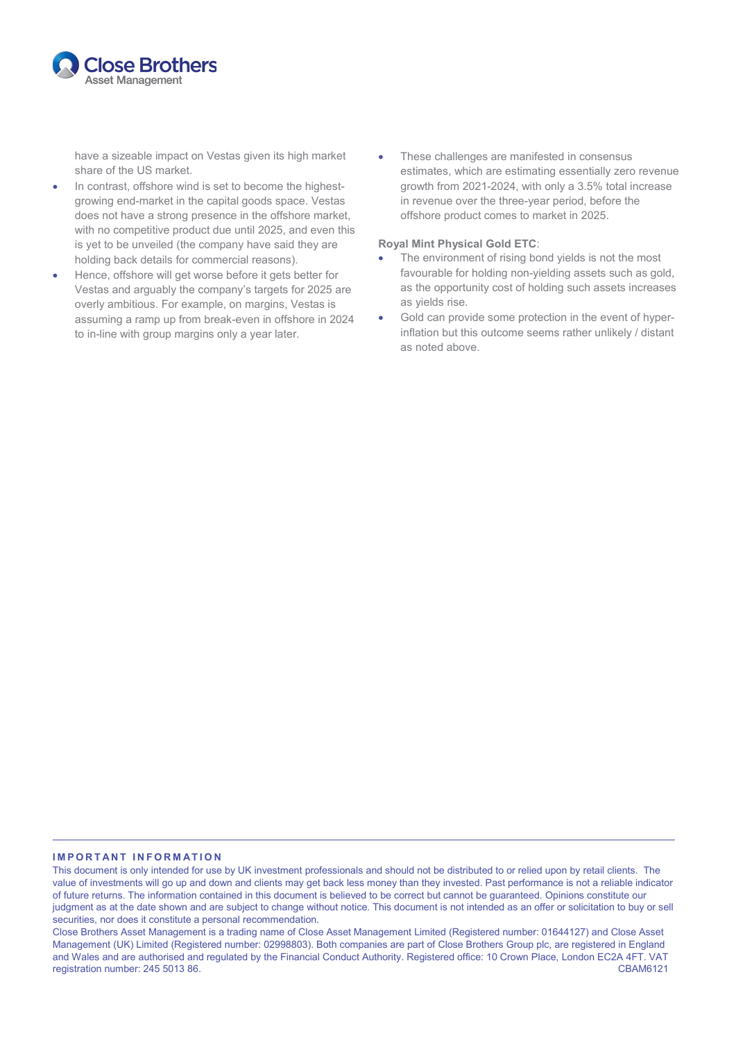have a sizeable impact on Vestas given its high market share of the US market.

- In contrast, offshore wind is set to become the highest-growing end-market in the capital goods space. Vestas does not have a strong presence in the offshore market, with no competitive product due until 2025, and even this is yet to be unveiled (the company have said they are holding back details for commercial reasons).
- Hence, offshore will get worse before it gets better for Vestas and arguably the company's targets for 2025 are overly ambitious. For example, on margins, Vestas is assuming a ramp up from break-even in offshore in 2024 to in-line with group margins only a year later.
- These challenges are manifested in consensus estimates, which are estimating essentially zero revenue growth from 2021-2024, with only a 3.5% total increase in revenue over the three-year period, before the offshore product comes to market in 2025.

**Royal Mint Physical Gold ETC**:

- The environment of rising bond yields is not the most favourable for holding non-yielding assets such as gold, as the opportunity cost of holding such assets increases as yields rise.
- Gold can provide some protection in the event of hyper-inflation but this outcome seems rather unlikely / distant as noted above.

**IMPORTANT INFORMATION**

This document is only intended for use by UK investment professionals and should not be distributed to or relied upon by retail clients. The value of investments will go up and down and clients may get back less money than they invested. Past performance is not a reliable indicator of future returns. The information contained in this document is believed to be correct but cannot be guaranteed. Opinions constitute our judgment as at the date shown and are subject to change without notice. This document is not intended as an offer or solicitation to buy or sell securities, nor does it constitute a personal recommendation.

Close Brothers Asset Management is a trading name of Close Asset Management Limited (Registered number: 01644127) and Close Asset Management (UK) Limited (Registered number: 02998803). Both companies are part of Close Brothers Group plc, are registered in England and Wales and are authorised and regulated by the Financial Conduct Authority. Registered office: 10 Crown Place, London EC2A 4FT. VAT registration number: 245 5013 86. CBAM6121